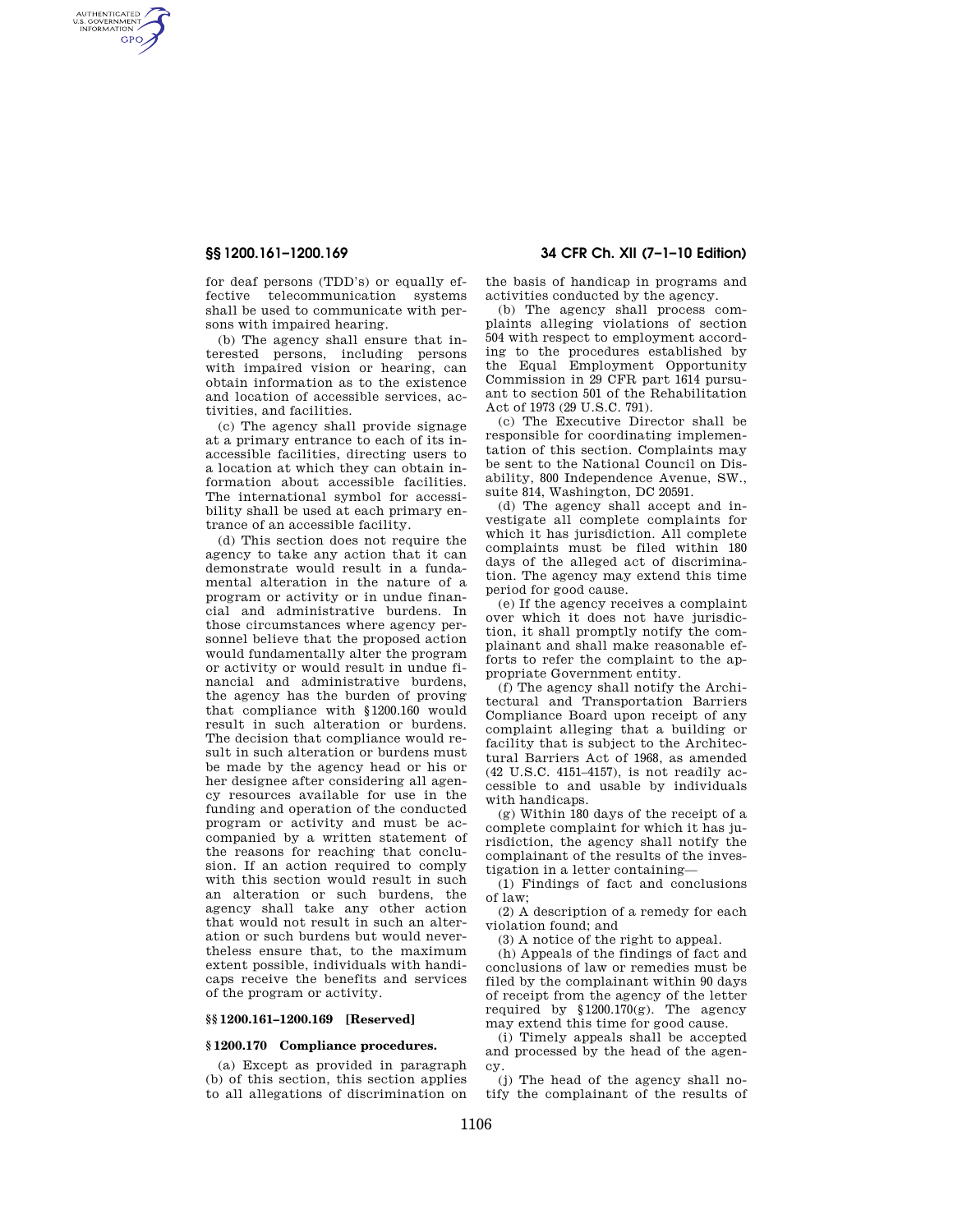for deaf persons (TDD's) or equally effective telecommunication systems shall be used to communicate with persons with impaired hearing.

(b) The agency shall ensure that interested persons, including persons with impaired vision or hearing, can obtain information as to the existence and location of accessible services, activities, and facilities.

(c) The agency shall provide signage at a primary entrance to each of its inaccessible facilities, directing users to a location at which they can obtain information about accessible facilities. The international symbol for accessibility shall be used at each primary entrance of an accessible facility.

(d) This section does not require the agency to take any action that it can demonstrate would result in a fundamental alteration in the nature of a program or activity or in undue financial and administrative burdens. In those circumstances where agency personnel believe that the proposed action would fundamentally alter the program or activity or would result in undue financial and administrative burdens, the agency has the burden of proving that compliance with §1200.160 would result in such alteration or burdens. The decision that compliance would result in such alteration or burdens must be made by the agency head or his or her designee after considering all agency resources available for use in the funding and operation of the conducted program or activity and must be accompanied by a written statement of the reasons for reaching that conclusion. If an action required to comply with this section would result in such an alteration or such burdens, the agency shall take any other action that would not result in such an alteration or such burdens but would nevertheless ensure that, to the maximum extent possible, individuals with handicaps receive the benefits and services of the program or activity.

### §§1200.161–1200.169 [Reserved]

### §1200.170 Compliance procedures.

(a) Except as provided in paragraph (b) of this section, this section applies to all allegations of discrimination on the basis of handicap in programs and activities conducted by the agency.

(b) The agency shall process complaints alleging violations of section 504 with respect to employment according to the procedures established by the Equal Employment Opportunity Commission in 29 CFR part 1614 pursuant to section 501 of the Rehabilitation Act of 1973 (29 U.S.C. 791).

(c) The Executive Director shall be responsible for coordinating implementation of this section. Complaints may be sent to the National Council on Disability, 800 Independence Avenue, SW., suite 814, Washington, DC 20591.

(d) The agency shall accept and investigate all complete complaints for which it has jurisdiction. All complete complaints must be filed within 180 days of the alleged act of discrimination. The agency may extend this time period for good cause.

(e) If the agency receives a complaint over which it does not have jurisdiction, it shall promptly notify the complainant and shall make reasonable efforts to refer the complaint to the appropriate Government entity.

(f) The agency shall notify the Architectural and Transportation Barriers Compliance Board upon receipt of any complaint alleging that a building or facility that is subject to the Architectural Barriers Act of 1968, as amended (42 U.S.C. 4151–4157), is not readily accessible to and usable by individuals with handicaps.

(g) Within 180 days of the receipt of a complete complaint for which it has jurisdiction, the agency shall notify the complainant of the results of the investigation in a letter containing—

(1) Findings of fact and conclusions of law;

(2) A description of a remedy for each violation found; and

(3) A notice of the right to appeal.

(h) Appeals of the findings of fact and conclusions of law or remedies must be filed by the complainant within 90 days of receipt from the agency of the letter required by §1200.170(g). The agency may extend this time for good cause.

(i) Timely appeals shall be accepted and processed by the head of the agency.

(j) The head of the agency shall notify the complainant of the results of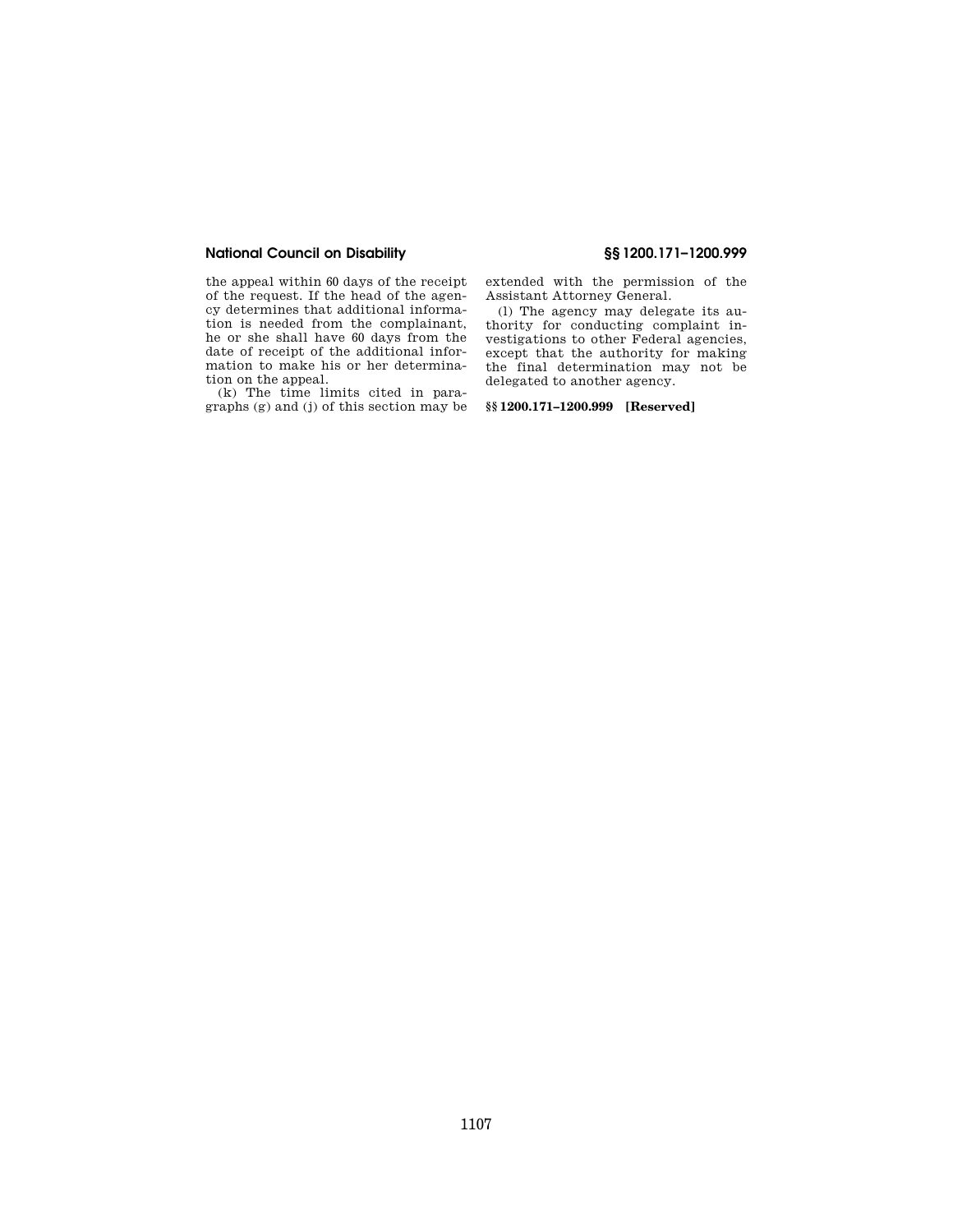the appeal within 60 days of the receipt of the request. If the head of the agency determines that additional information is needed from the complainant, he or she shall have 60 days from the date of receipt of the additional information to make his or her determination on the appeal.

(k) The time limits cited in paragraphs (g) and (j) of this section may be extended with the permission of the Assistant Attorney General.

(l) The agency may delegate its authority for conducting complaint investigations to other Federal agencies, except that the authority for making the final determination may not be delegated to another agency.

### §§ 1200.171–1200.999 [Reserved]